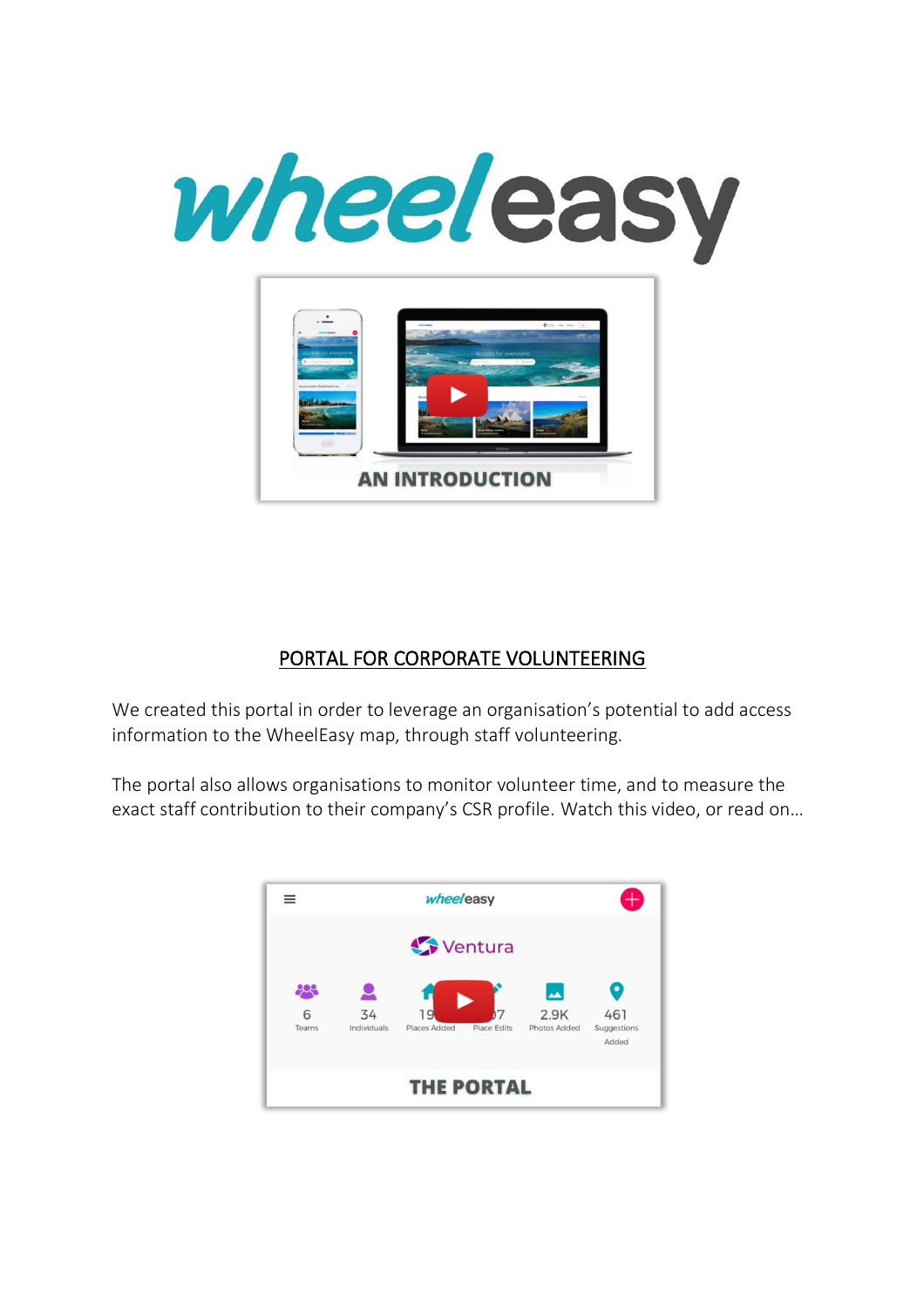# wheeleasy

AN INTRODUCTION

## PORTAL FOR CORPORATE VOLUNTEERING

We created this portal in order to leverage an organisation's potential to add access information to the WheelEasy map, through staff volunteering.

The portal also allows organisations to monitor volunteer time, and to measure the exact staff contribution to their company's CSR profile. Watch this video, or read on…

THE PORTAL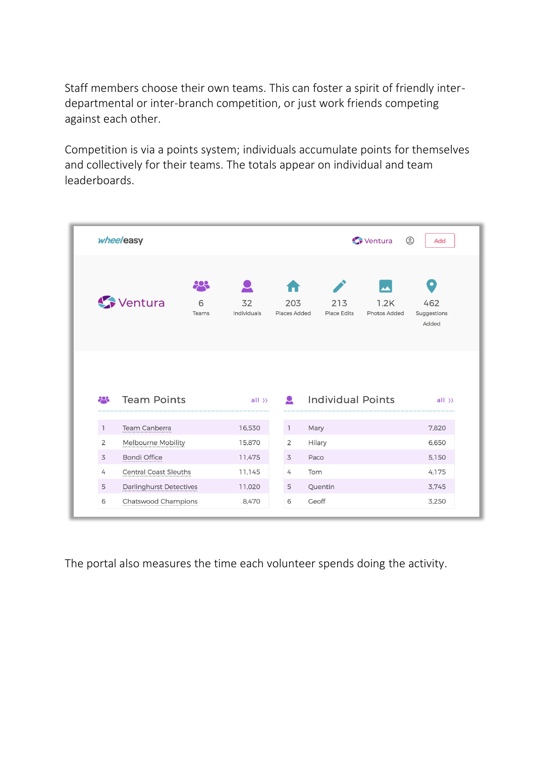Staff members choose their own teams. This can foster a spirit of friendly inter-departmental or inter-branch competition, or just work friends competing against each other.

Competition is via a points system; individuals accumulate points for themselves and collectively for their teams. The totals appear on individual and team leaderboards.

wheeleasy — Ventura — Add

**Ventura**

| 6 | 32 | 203 | 213 | 1.2K | 462 |
|---|---|---|---|---|---|
| Teams | Individuals | Places Added | Place Edits | Photos Added | Suggestions Added |

**Team Points** (all ››)

| | | |
|---|---|---|
| 1 | Team Canberra | 16,530 |
| 2 | Melbourne Mobility | 15,870 |
| 3 | Bondi Office | 11,475 |
| 4 | Central Coast Sleuths | 11,145 |
| 5 | Darlinghurst Detectives | 11,020 |
| 6 | Chatswood Champions | 8,470 |

**Individual Points** (all ››)

| | | |
|---|---|---|
| 1 | Mary | 7,820 |
| 2 | Hilary | 6,650 |
| 3 | Paco | 5,150 |
| 4 | Tom | 4,175 |
| 5 | Quentin | 3,745 |
| 6 | Geoff | 3,250 |

The portal also measures the time each volunteer spends doing the activity.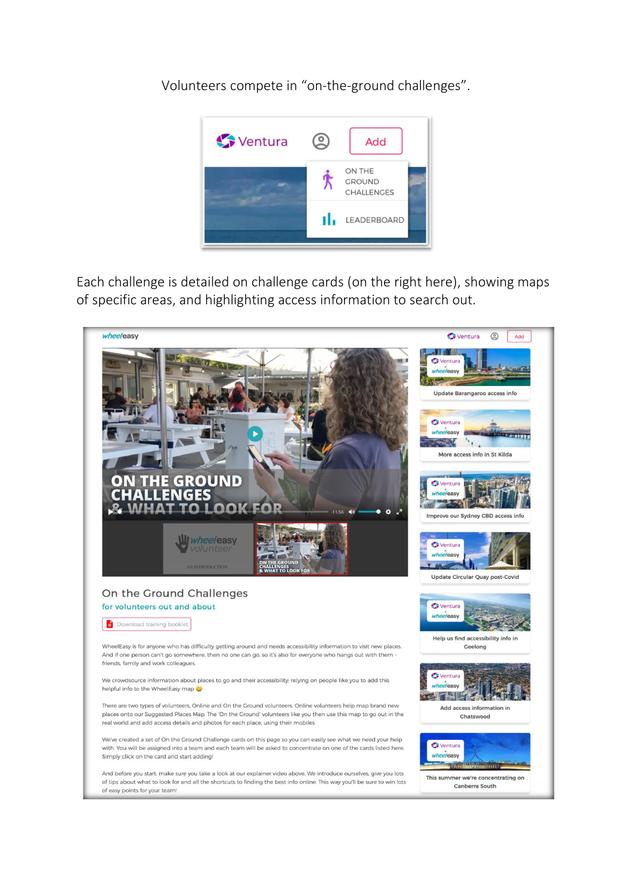Volunteers compete in "on-the-ground challenges".

Each challenge is detailed on challenge cards (on the right here), showing maps of specific areas, and highlighting access information to search out.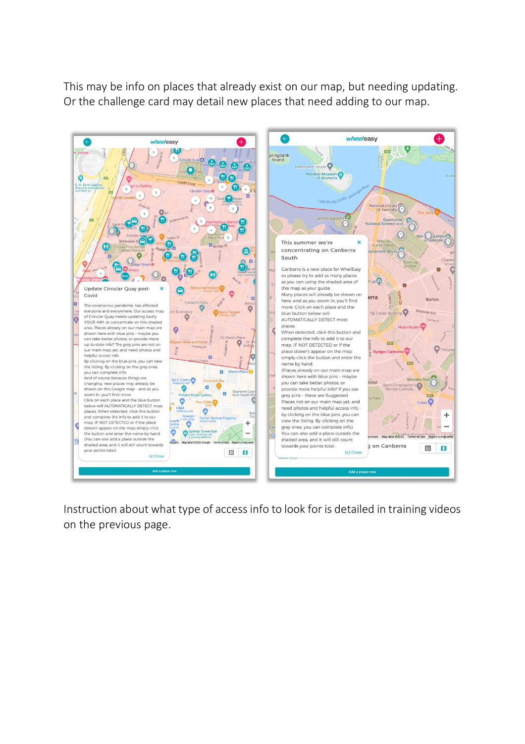This may be info on places that already exist on our map, but needing updating. Or the challenge card may detail new places that need adding to our map.

Instruction about what type of access info to look for is detailed in training videos on the previous page.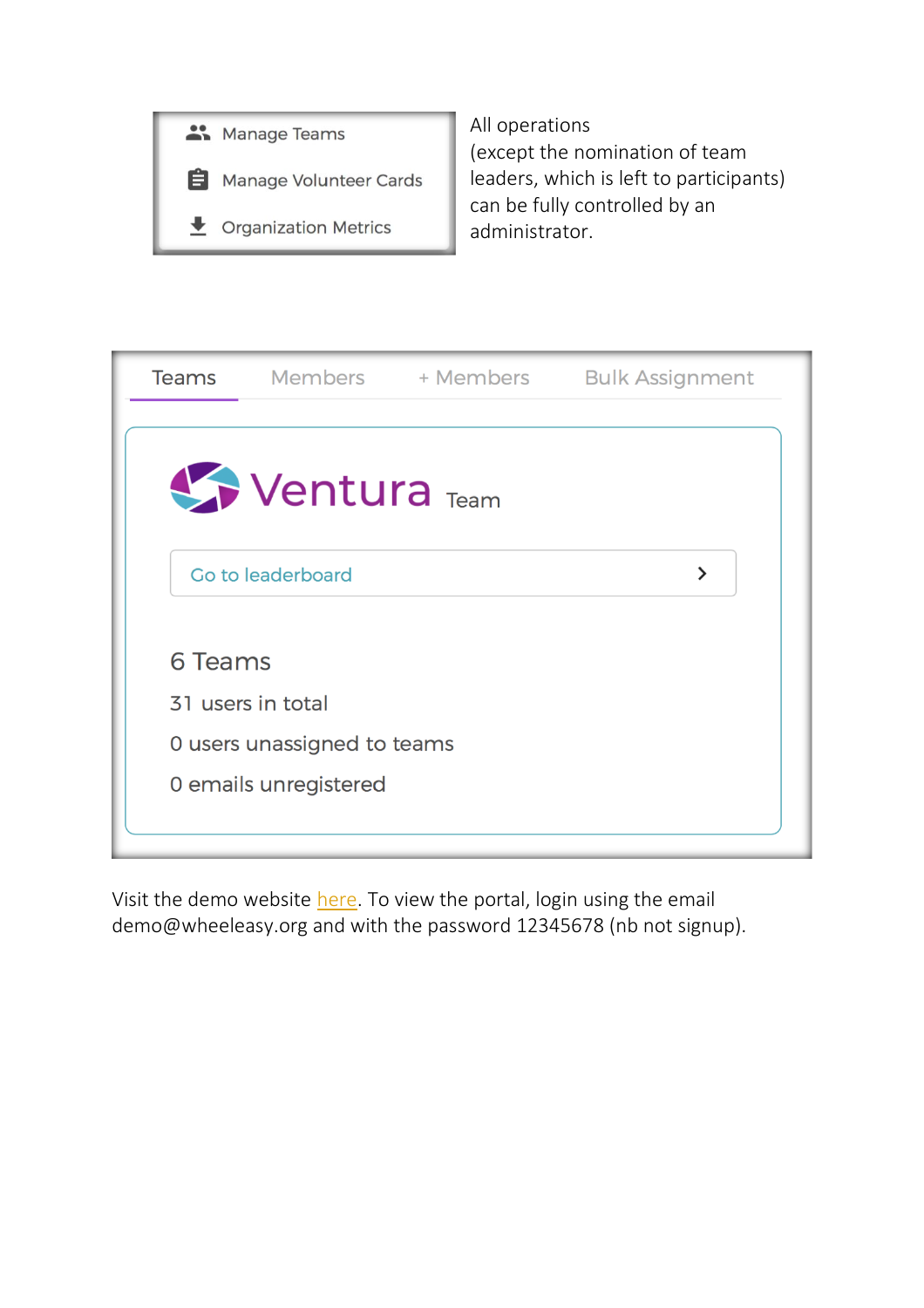Manage Teams

Manage Volunteer Cards

Organization Metrics

All operations (except the nomination of team leaders, which is left to participants) can be fully controlled by an administrator.

Teams | Members | + Members | Bulk Assignment

Ventura Team

Go to leaderboard

6 Teams

31 users in total

0 users unassigned to teams

0 emails unregistered

Visit the demo website here. To view the portal, login using the email demo@wheeleasy.org and with the password 12345678 (nb not signup).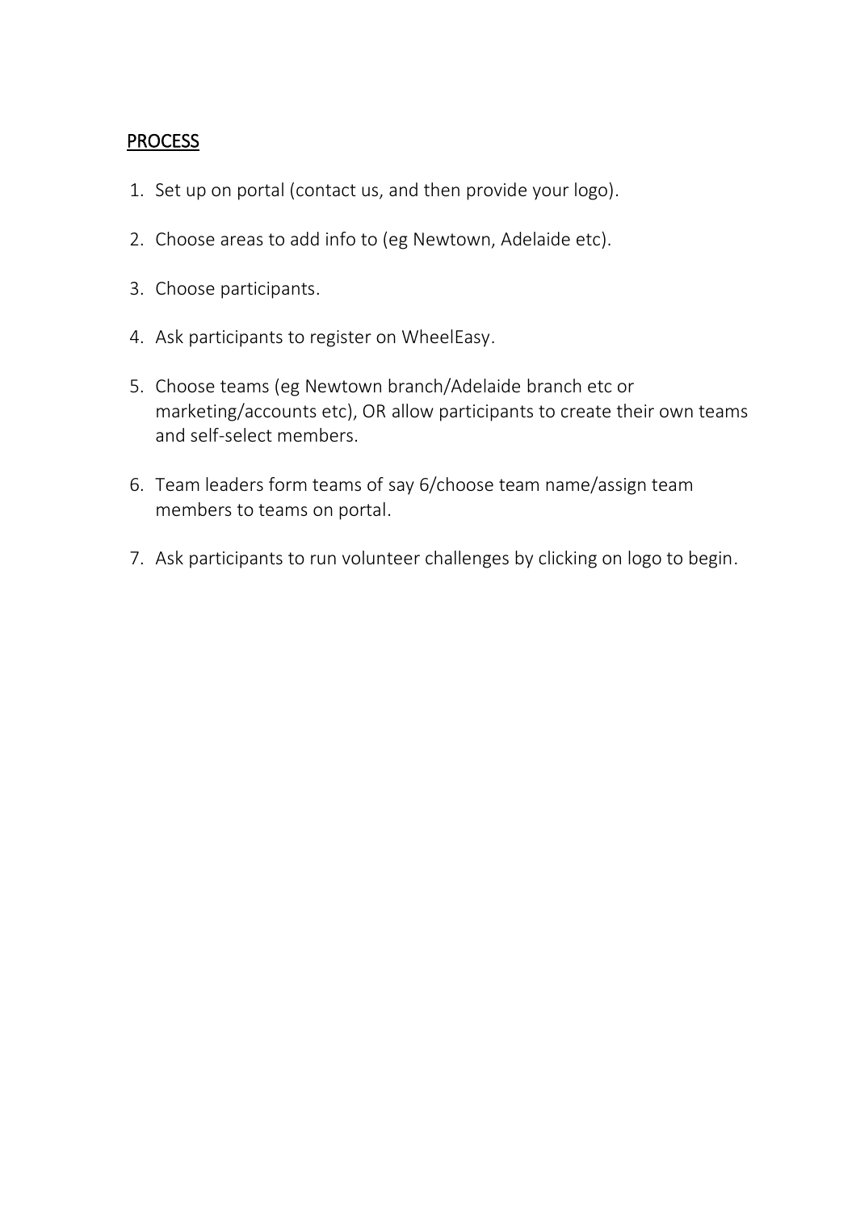## PROCESS

1. Set up on portal (contact us, and then provide your logo).

2. Choose areas to add info to (eg Newtown, Adelaide etc).

3. Choose participants.

4. Ask participants to register on WheelEasy.

5. Choose teams (eg Newtown branch/Adelaide branch etc or marketing/accounts etc), OR allow participants to create their own teams and self-select members.

6. Team leaders form teams of say 6/choose team name/assign team members to teams on portal.

7. Ask participants to run volunteer challenges by clicking on logo to begin.